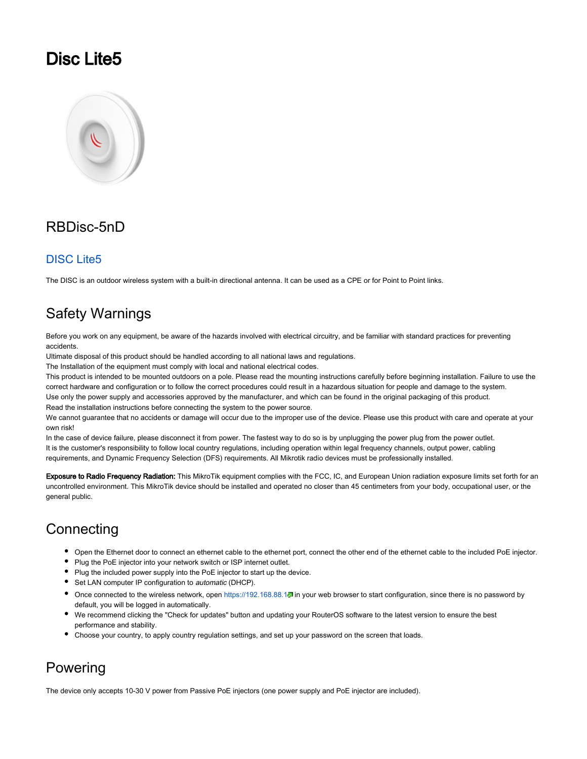# Disc Lite5

## RBDisc-5nD

### DISC Lite5

The DISC is an outdoor wireless system with a built-in directional antenna. It can be used as a CPE or for Point to Point links.

## Safety Warnings

Before you work on any equipment, be aware of the hazards involved with electrical circuitry, and be familiar with standard practices for preventing accidents.
Ultimate disposal of this product should be handled according to all national laws and regulations.
The Installation of the equipment must comply with local and national electrical codes.
This product is intended to be mounted outdoors on a pole. Please read the mounting instructions carefully before beginning installation. Failure to use the correct hardware and configuration or to follow the correct procedures could result in a hazardous situation for people and damage to the system.
Use only the power supply and accessories approved by the manufacturer, and which can be found in the original packaging of this product.
Read the installation instructions before connecting the system to the power source.
We cannot guarantee that no accidents or damage will occur due to the improper use of the device. Please use this product with care and operate at your own risk!
In the case of device failure, please disconnect it from power. The fastest way to do so is by unplugging the power plug from the power outlet.
It is the customer's responsibility to follow local country regulations, including operation within legal frequency channels, output power, cabling requirements, and Dynamic Frequency Selection (DFS) requirements. All Mikrotik radio devices must be professionally installed.

**Exposure to Radio Frequency Radiation:** This MikroTik equipment complies with the FCC, IC, and European Union radiation exposure limits set forth for an uncontrolled environment. This MikroTik device should be installed and operated no closer than 45 centimeters from your body, occupational user, or the general public.

## Connecting

- Open the Ethernet door to connect an ethernet cable to the ethernet port, connect the other end of the ethernet cable to the included PoE injector.
- Plug the PoE injector into your network switch or ISP internet outlet.
- Plug the included power supply into the PoE injector to start up the device.
- Set LAN computer IP configuration to *automatic* (DHCP).
- Once connected to the wireless network, open https://192.168.88.1 in your web browser to start configuration, since there is no password by default, you will be logged in automatically.
- We recommend clicking the "Check for updates" button and updating your RouterOS software to the latest version to ensure the best performance and stability.
- Choose your country, to apply country regulation settings, and set up your password on the screen that loads.

## Powering

The device only accepts 10-30 V power from Passive PoE injectors (one power supply and PoE injector are included).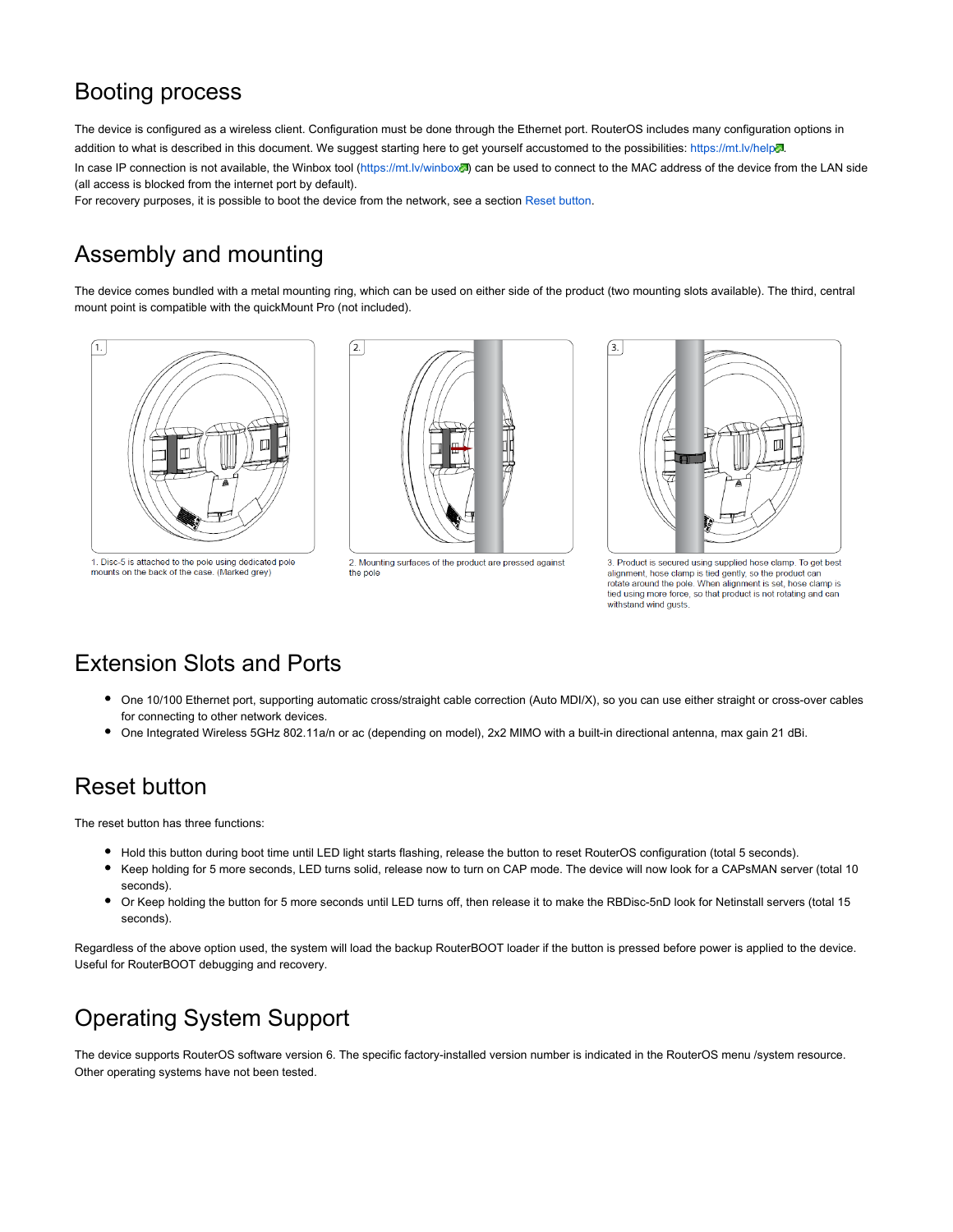## Booting process

The device is configured as a wireless client. Configuration must be done through the Ethernet port. RouterOS includes many configuration options in addition to what is described in this document. We suggest starting here to get yourself accustomed to the possibilities: https://mt.lv/help.

In case IP connection is not available, the Winbox tool (https://mt.lv/winbox) can be used to connect to the MAC address of the device from the LAN side (all access is blocked from the internet port by default).

For recovery purposes, it is possible to boot the device from the network, see a section Reset button.

## Assembly and mounting

The device comes bundled with a metal mounting ring, which can be used on either side of the product (two mounting slots available). The third, central mount point is compatible with the quickMount Pro (not included).

1. Disc-5 is attached to the pole using dedicated pole mounts on the back of the case. (Marked grey)

2. Mounting surfaces of the product are pressed against the pole

3. Product is secured using supplied hose clamp. To get best alignment, hose clamp is tied gently, so the product can rotate around the pole. When alignment is set, hose clamp is tied using more force, so that product is not rotating and can withstand wind gusts.

## Extension Slots and Ports

- One 10/100 Ethernet port, supporting automatic cross/straight cable correction (Auto MDI/X), so you can use either straight or cross-over cables for connecting to other network devices.
- One Integrated Wireless 5GHz 802.11a/n or ac (depending on model), 2x2 MIMO with a built-in directional antenna, max gain 21 dBi.

## Reset button

The reset button has three functions:

- Hold this button during boot time until LED light starts flashing, release the button to reset RouterOS configuration (total 5 seconds).
- Keep holding for 5 more seconds, LED turns solid, release now to turn on CAP mode. The device will now look for a CAPsMAN server (total 10 seconds).
- Or Keep holding the button for 5 more seconds until LED turns off, then release it to make the RBDisc-5nD look for Netinstall servers (total 15 seconds).

Regardless of the above option used, the system will load the backup RouterBOOT loader if the button is pressed before power is applied to the device. Useful for RouterBOOT debugging and recovery.

## Operating System Support

The device supports RouterOS software version 6. The specific factory-installed version number is indicated in the RouterOS menu /system resource. Other operating systems have not been tested.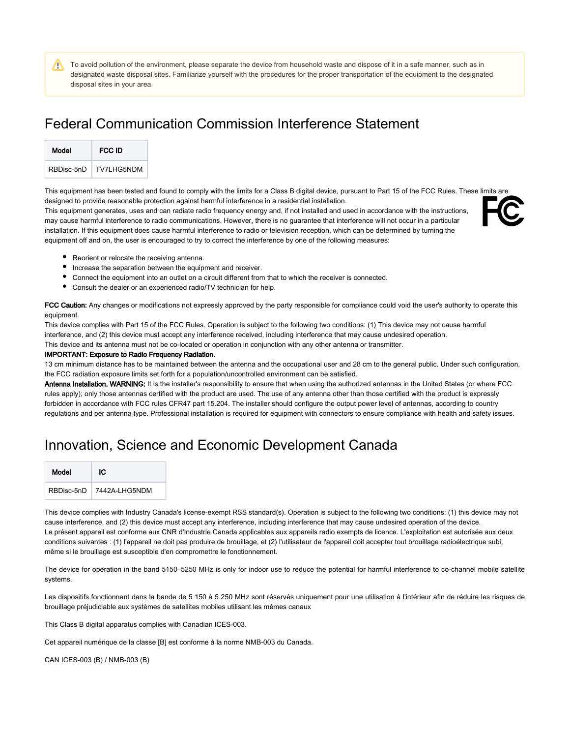> ⚠ To avoid pollution of the environment, please separate the device from household waste and dispose of it in a safe manner, such as in designated waste disposal sites. Familiarize yourself with the procedures for the proper transportation of the equipment to the designated disposal sites in your area.

## Federal Communication Commission Interference Statement

| Model | FCC ID |
|---|---|
| RBDisc-5nD | TV7LHG5NDM |

This equipment has been tested and found to comply with the limits for a Class B digital device, pursuant to Part 15 of the FCC Rules. These limits are designed to provide reasonable protection against harmful interference in a residential installation.
This equipment generates, uses and can radiate radio frequency energy and, if not installed and used in accordance with the instructions, may cause harmful interference to radio communications. However, there is no guarantee that interference will not occur in a particular installation. If this equipment does cause harmful interference to radio or television reception, which can be determined by turning the equipment off and on, the user is encouraged to try to correct the interference by one of the following measures:

- Reorient or relocate the receiving antenna.
- Increase the separation between the equipment and receiver.
- Connect the equipment into an outlet on a circuit different from that to which the receiver is connected.
- Consult the dealer or an experienced radio/TV technician for help.

**FCC Caution:** Any changes or modifications not expressly approved by the party responsible for compliance could void the user's authority to operate this equipment.
This device complies with Part 15 of the FCC Rules. Operation is subject to the following two conditions: (1) This device may not cause harmful interference, and (2) this device must accept any interference received, including interference that may cause undesired operation.
This device and its antenna must not be co-located or operation in conjunction with any other antenna or transmitter.
**IMPORTANT: Exposure to Radio Frequency Radiation.**
13 cm minimum distance has to be maintained between the antenna and the occupational user and 28 cm to the general public. Under such configuration, the FCC radiation exposure limits set forth for a population/uncontrolled environment can be satisfied.
**Antenna Installation. WARNING:** It is the installer's responsibility to ensure that when using the authorized antennas in the United States (or where FCC rules apply); only those antennas certified with the product are used. The use of any antenna other than those certified with the product is expressly forbidden in accordance with FCC rules CFR47 part 15.204. The installer should configure the output power level of antennas, according to country regulations and per antenna type. Professional installation is required for equipment with connectors to ensure compliance with health and safety issues.

## Innovation, Science and Economic Development Canada

| Model | IC |
|---|---|
| RBDisc-5nD | 7442A-LHG5NDM |

This device complies with Industry Canada's license-exempt RSS standard(s). Operation is subject to the following two conditions: (1) this device may not cause interference, and (2) this device must accept any interference, including interference that may cause undesired operation of the device.
Le présent appareil est conforme aux CNR d'Industrie Canada applicables aux appareils radio exempts de licence. L'exploitation est autorisée aux deux conditions suivantes : (1) l'appareil ne doit pas produire de brouillage, et (2) l'utilisateur de l'appareil doit accepter tout brouillage radioélectrique subi, même si le brouillage est susceptible d'en compromettre le fonctionnement.

The device for operation in the band 5150–5250 MHz is only for indoor use to reduce the potential for harmful interference to co-channel mobile satellite systems.

Les dispositifs fonctionnant dans la bande de 5 150 à 5 250 MHz sont réservés uniquement pour une utilisation à l'intérieur afin de réduire les risques de brouillage préjudiciable aux systèmes de satellites mobiles utilisant les mêmes canaux

This Class B digital apparatus complies with Canadian ICES-003.

Cet appareil numérique de la classe [B] est conforme à la norme NMB-003 du Canada.

CAN ICES-003 (B) / NMB-003 (B)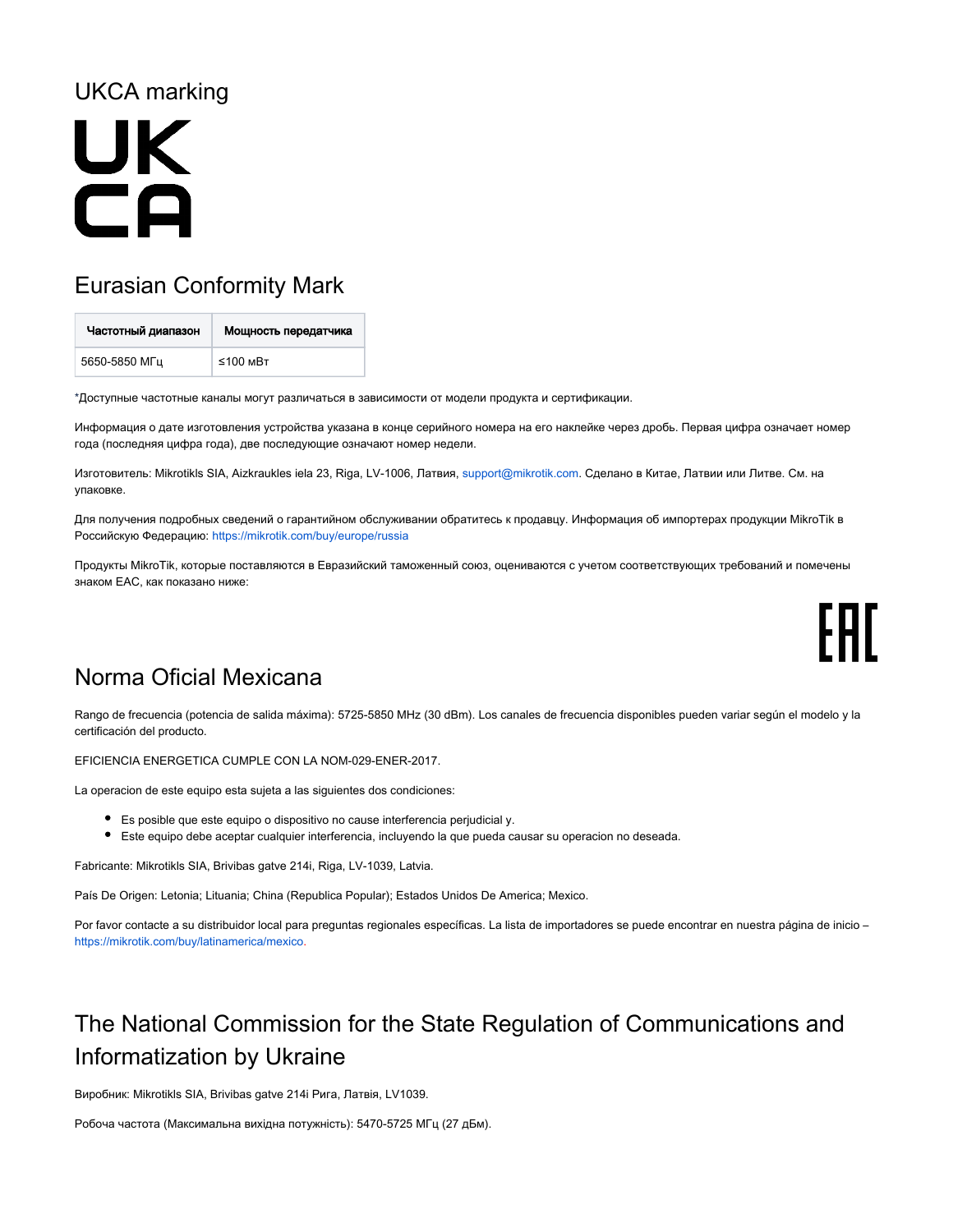# UKCA marking

# Eurasian Conformity Mark

| Частотный диапазон | Мощность передатчика |
| --- | --- |
| 5650-5850 МГц | ≤100 мВт |

*Доступные частотные каналы могут различаться в зависимости от модели продукта и сертификации.

Информация о дате изготовления устройства указана в конце серийного номера на его наклейке через дробь. Первая цифра означает номер года (последняя цифра года), две последующие означают номер недели.

Изготовитель: Mikrotikls SIA, Aizkraukles iela 23, Riga, LV-1006, Латвия, support@mikrotik.com. Сделано в Китае, Латвии или Литве. См. на упаковке.

Для получения подробных сведений о гарантийном обслуживании обратитесь к продавцу. Информация об импортерах продукции MikroTik в Российскую Федерацию: https://mikrotik.com/buy/europe/russia

Продукты MikroTik, которые поставляются в Евразийский таможенный союз, оцениваются с учетом соответствующих требований и помечены знаком EAC, как показано ниже:

# Norma Oficial Mexicana

Rango de frecuencia (potencia de salida máxima): 5725-5850 MHz (30 dBm). Los canales de frecuencia disponibles pueden variar según el modelo y la certificación del producto.

EFICIENCIA ENERGETICA CUMPLE CON LA NOM-029-ENER-2017.

La operacion de este equipo esta sujeta a las siguientes dos condiciones:

- Es posible que este equipo o dispositivo no cause interferencia perjudicial y.
- Este equipo debe aceptar cualquier interferencia, incluyendo la que pueda causar su operacion no deseada.

Fabricante: Mikrotikls SIA, Brivibas gatve 214i, Riga, LV-1039, Latvia.

País De Origen: Letonia; Lituania; China (Republica Popular); Estados Unidos De America; Mexico.

Por favor contacte a su distribuidor local para preguntas regionales específicas. La lista de importadores se puede encontrar en nuestra página de inicio – https://mikrotik.com/buy/latinamerica/mexico.

# The National Commission for the State Regulation of Communications and Informatization by Ukraine

Виробник: Mikrotikls SIA, Brivibas gatve 214i Рига, Латвія, LV1039.

Робоча частота (Максимальна вихідна потужність): 5470-5725 МГц (27 дБм).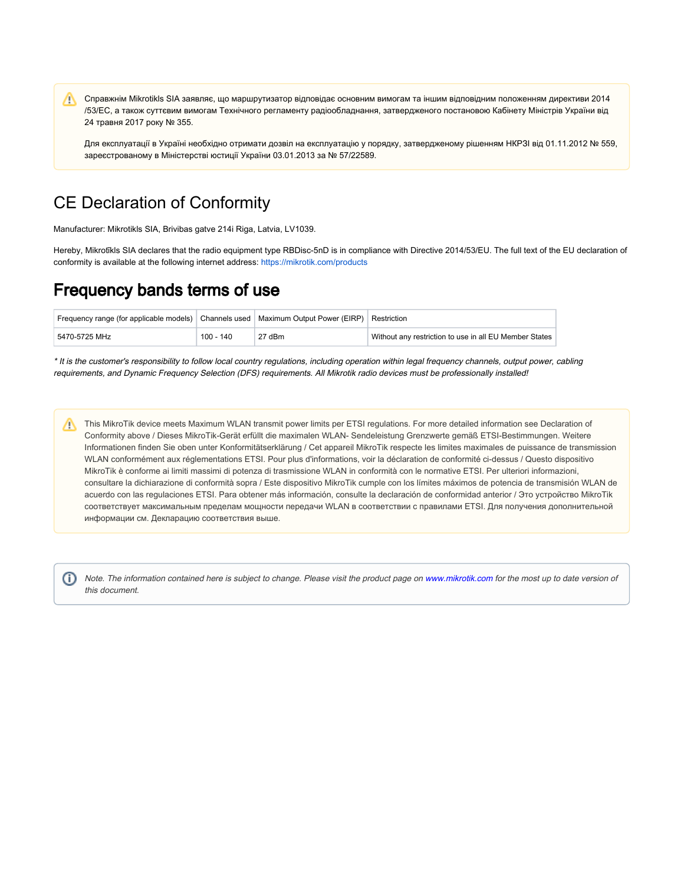Справжнім Mikrotikls SIA заявляє, що маршрутизатор відповідає основним вимогам та іншим відповідним положенням директиви 2014/53/ЕС, а також суттєвим вимогам Технічного регламенту радіообладнання, затвердженого постановою Кабінету Міністрів України від 24 травня 2017 року № 355.

Для експлуатації в Україні необхідно отримати дозвіл на експлуатацію у порядку, затвердженому рішенням НКРЗІ від 01.11.2012 № 559, зареєстрованому в Міністерстві юстиції України 03.01.2013 за № 57/22589.

# CE Declaration of Conformity

Manufacturer: Mikrotikls SIA, Brivibas gatve 214i Riga, Latvia, LV1039.

Hereby, Mikrotīkls SIA declares that the radio equipment type RBDisc-5nD is in compliance with Directive 2014/53/EU. The full text of the EU declaration of conformity is available at the following internet address: https://mikrotik.com/products

# Frequency bands terms of use

| Frequency range (for applicable models) | Channels used | Maximum Output Power (EIRP) | Restriction |
|---|---|---|---|
| 5470-5725 MHz | 100 - 140 | 27 dBm | Without any restriction to use in all EU Member States |

*\* It is the customer's responsibility to follow local country regulations, including operation within legal frequency channels, output power, cabling requirements, and Dynamic Frequency Selection (DFS) requirements. All Mikrotik radio devices must be professionally installed!*

This MikroTik device meets Maximum WLAN transmit power limits per ETSI regulations. For more detailed information see Declaration of Conformity above / Dieses MikroTik-Gerät erfüllt die maximalen WLAN- Sendeleistung Grenzwerte gemäß ETSI-Bestimmungen. Weitere Informationen finden Sie oben unter Konformitätserklärung / Cet appareil MikroTik respecte les limites maximales de puissance de transmission WLAN conformément aux réglementations ETSI. Pour plus d'informations, voir la déclaration de conformité ci-dessus / Questo dispositivo MikroTik è conforme ai limiti massimi di potenza di trasmissione WLAN in conformità con le normative ETSI. Per ulteriori informazioni, consultare la dichiarazione di conformità sopra / Este dispositivo MikroTik cumple con los límites máximos de potencia de transmisión WLAN de acuerdo con las regulaciones ETSI. Para obtener más información, consulte la declaración de conformidad anterior / Это устройство MikroTik соответствует максимальным пределам мощности передачи WLAN в соответствии с правилами ETSI. Для получения дополнительной информации см. Декларацию соответствия выше.

*Note. The information contained here is subject to change. Please visit the product page on www.mikrotik.com for the most up to date version of this document.*